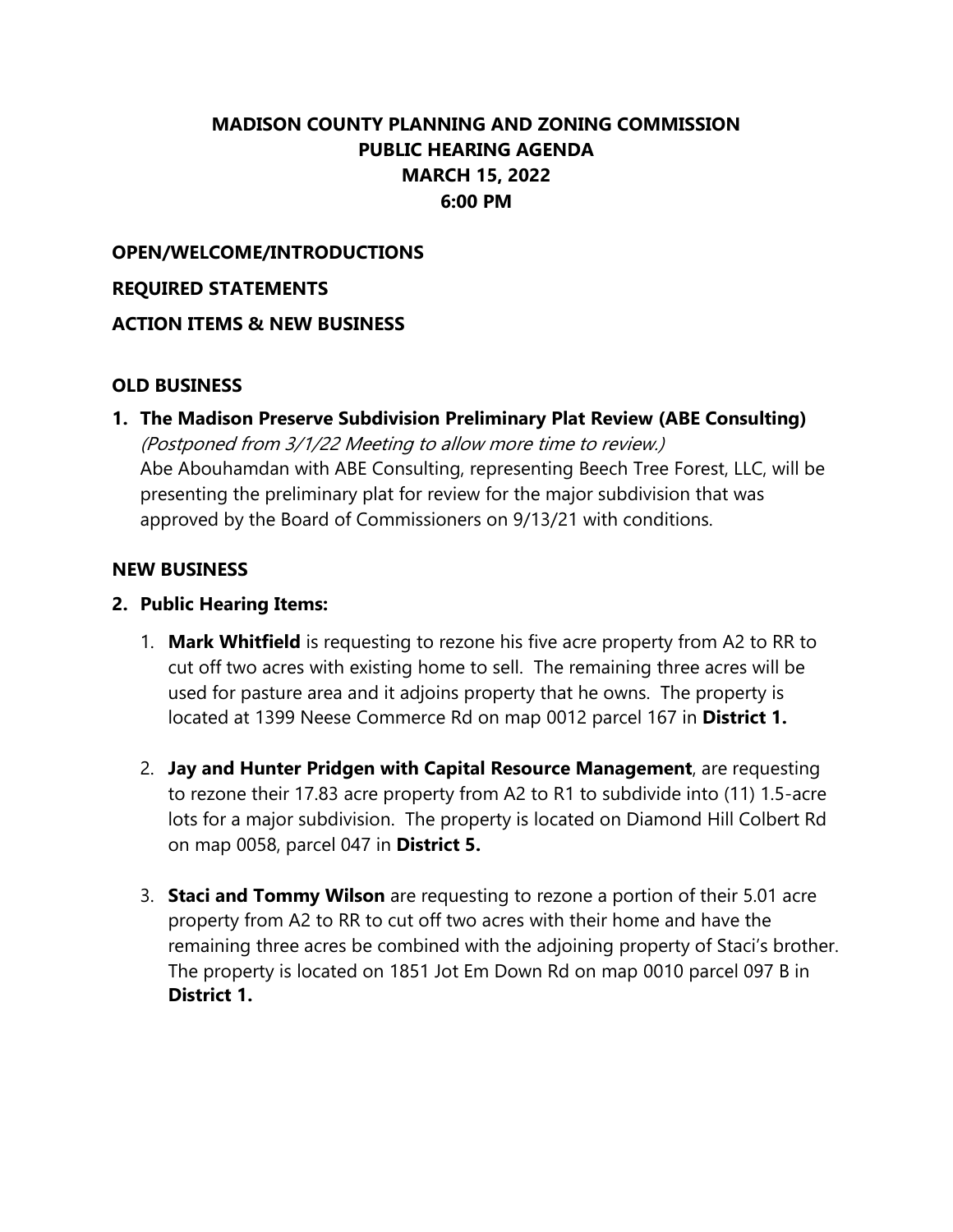# MADISON COUNTY PLANNING AND ZONING COMMISSION
# PUBLIC HEARING AGENDA
# MARCH 15, 2022
# 6:00 PM

## OPEN/WELCOME/INTRODUCTIONS

## REQUIRED STATEMENTS

## ACTION ITEMS & NEW BUSINESS

## OLD BUSINESS

**1. The Madison Preserve Subdivision Preliminary Plat Review (ABE Consulting)**

*(Postponed from 3/1/22 Meeting to allow more time to review.)*
Abe Abouhamdan with ABE Consulting, representing Beech Tree Forest, LLC, will be presenting the preliminary plat for review for the major subdivision that was approved by the Board of Commissioners on 9/13/21 with conditions.

## NEW BUSINESS

**2. Public Hearing Items:**

1. **Mark Whitfield** is requesting to rezone his five acre property from A2 to RR to cut off two acres with existing home to sell. The remaining three acres will be used for pasture area and it adjoins property that he owns. The property is located at 1399 Neese Commerce Rd on map 0012 parcel 167 in **District 1.**

2. **Jay and Hunter Pridgen with Capital Resource Management**, are requesting to rezone their 17.83 acre property from A2 to R1 to subdivide into (11) 1.5-acre lots for a major subdivision. The property is located on Diamond Hill Colbert Rd on map 0058, parcel 047 in **District 5.**

3. **Staci and Tommy Wilson** are requesting to rezone a portion of their 5.01 acre property from A2 to RR to cut off two acres with their home and have the remaining three acres be combined with the adjoining property of Staci's brother. The property is located on 1851 Jot Em Down Rd on map 0010 parcel 097 B in **District 1.**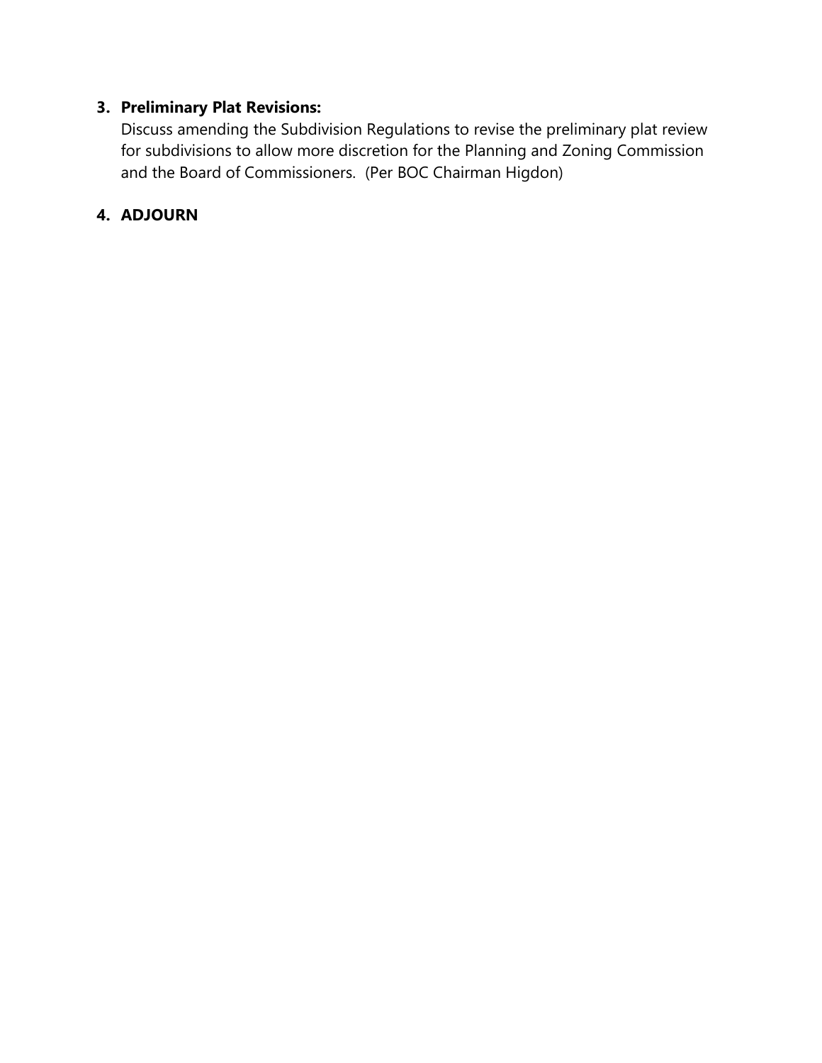3. **Preliminary Plat Revisions:**
   Discuss amending the Subdivision Regulations to revise the preliminary plat review for subdivisions to allow more discretion for the Planning and Zoning Commission and the Board of Commissioners. (Per BOC Chairman Higdon)

4. **ADJOURN**